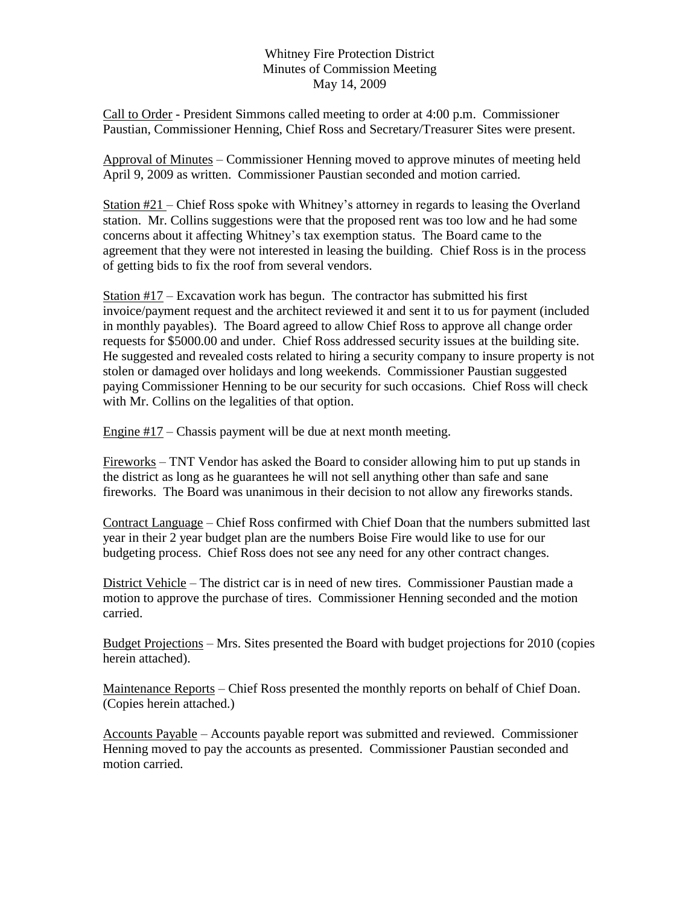Whitney Fire Protection District
Minutes of Commission Meeting
May 14, 2009

Call to Order - President Simmons called meeting to order at 4:00 p.m. Commissioner Paustian, Commissioner Henning, Chief Ross and Secretary/Treasurer Sites were present.

Approval of Minutes – Commissioner Henning moved to approve minutes of meeting held April 9, 2009 as written. Commissioner Paustian seconded and motion carried.

Station #21 – Chief Ross spoke with Whitney's attorney in regards to leasing the Overland station. Mr. Collins suggestions were that the proposed rent was too low and he had some concerns about it affecting Whitney's tax exemption status. The Board came to the agreement that they were not interested in leasing the building. Chief Ross is in the process of getting bids to fix the roof from several vendors.

Station #17 – Excavation work has begun. The contractor has submitted his first invoice/payment request and the architect reviewed it and sent it to us for payment (included in monthly payables). The Board agreed to allow Chief Ross to approve all change order requests for $5000.00 and under. Chief Ross addressed security issues at the building site. He suggested and revealed costs related to hiring a security company to insure property is not stolen or damaged over holidays and long weekends. Commissioner Paustian suggested paying Commissioner Henning to be our security for such occasions. Chief Ross will check with Mr. Collins on the legalities of that option.

Engine #17 – Chassis payment will be due at next month meeting.

Fireworks – TNT Vendor has asked the Board to consider allowing him to put up stands in the district as long as he guarantees he will not sell anything other than safe and sane fireworks. The Board was unanimous in their decision to not allow any fireworks stands.

Contract Language – Chief Ross confirmed with Chief Doan that the numbers submitted last year in their 2 year budget plan are the numbers Boise Fire would like to use for our budgeting process. Chief Ross does not see any need for any other contract changes.

District Vehicle – The district car is in need of new tires. Commissioner Paustian made a motion to approve the purchase of tires. Commissioner Henning seconded and the motion carried.

Budget Projections – Mrs. Sites presented the Board with budget projections for 2010 (copies herein attached).

Maintenance Reports – Chief Ross presented the monthly reports on behalf of Chief Doan. (Copies herein attached.)

Accounts Payable – Accounts payable report was submitted and reviewed. Commissioner Henning moved to pay the accounts as presented. Commissioner Paustian seconded and motion carried.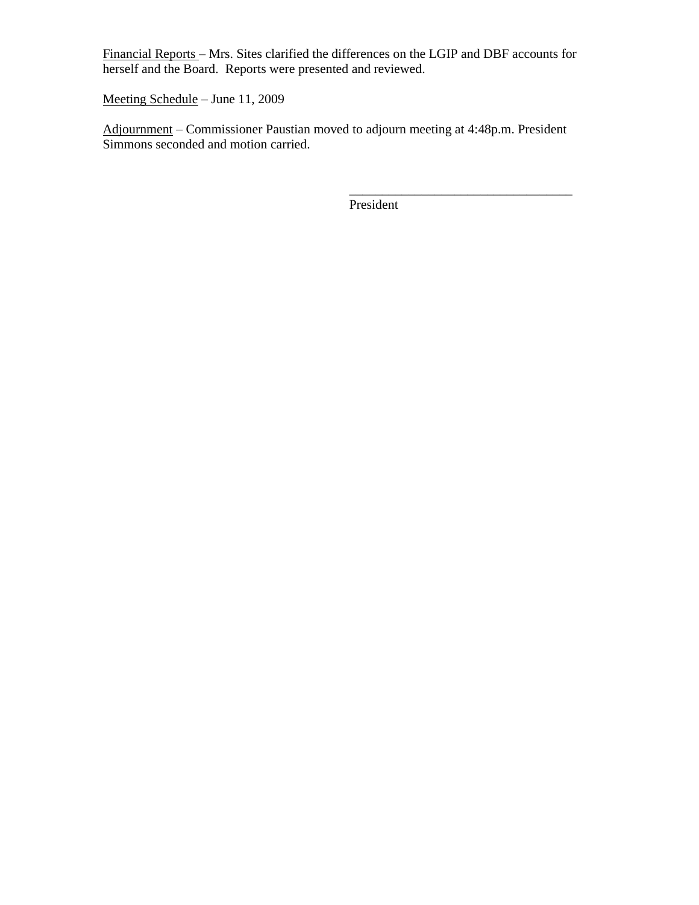<u>Financial Reports</u> – Mrs. Sites clarified the differences on the LGIP and DBF accounts for herself and the Board. Reports were presented and reviewed.

<u>Meeting Schedule</u> – June 11, 2009

<u>Adjournment</u> – Commissioner Paustian moved to adjourn meeting at 4:48p.m. President Simmons seconded and motion carried.

___________________________________
President